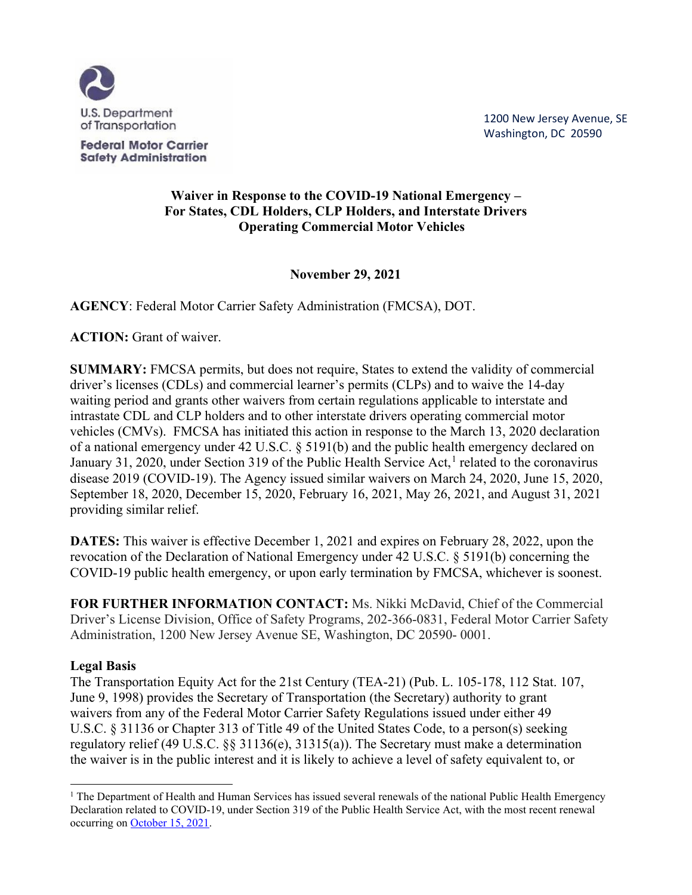U.S. Department of Transportation

Federal Motor Carrier Safety Administration

1200 New Jersey Avenue, SE
Washington, DC 20590

**Waiver in Response to the COVID-19 National Emergency – For States, CDL Holders, CLP Holders, and Interstate Drivers Operating Commercial Motor Vehicles**

**November 29, 2021**

**AGENCY**: Federal Motor Carrier Safety Administration (FMCSA), DOT.

**ACTION:** Grant of waiver.

**SUMMARY:** FMCSA permits, but does not require, States to extend the validity of commercial driver's licenses (CDLs) and commercial learner's permits (CLPs) and to waive the 14-day waiting period and grants other waivers from certain regulations applicable to interstate and intrastate CDL and CLP holders and to other interstate drivers operating commercial motor vehicles (CMVs). FMCSA has initiated this action in response to the March 13, 2020 declaration of a national emergency under 42 U.S.C. § 5191(b) and the public health emergency declared on January 31, 2020, under Section 319 of the Public Health Service Act,[1] related to the coronavirus disease 2019 (COVID-19). The Agency issued similar waivers on March 24, 2020, June 15, 2020, September 18, 2020, December 15, 2020, February 16, 2021, May 26, 2021, and August 31, 2021 providing similar relief.

**DATES:** This waiver is effective December 1, 2021 and expires on February 28, 2022, upon the revocation of the Declaration of National Emergency under 42 U.S.C. § 5191(b) concerning the COVID-19 public health emergency, or upon early termination by FMCSA, whichever is soonest.

**FOR FURTHER INFORMATION CONTACT:** Ms. Nikki McDavid, Chief of the Commercial Driver's License Division, Office of Safety Programs, 202-366-0831, Federal Motor Carrier Safety Administration, 1200 New Jersey Avenue SE, Washington, DC 20590- 0001.

**Legal Basis**

The Transportation Equity Act for the 21st Century (TEA-21) (Pub. L. 105-178, 112 Stat. 107, June 9, 1998) provides the Secretary of Transportation (the Secretary) authority to grant waivers from any of the Federal Motor Carrier Safety Regulations issued under either 49 U.S.C. § 31136 or Chapter 313 of Title 49 of the United States Code, to a person(s) seeking regulatory relief (49 U.S.C. §§ 31136(e), 31315(a)). The Secretary must make a determination the waiver is in the public interest and it is likely to achieve a level of safety equivalent to, or

[1] The Department of Health and Human Services has issued several renewals of the national Public Health Emergency Declaration related to COVID-19, under Section 319 of the Public Health Service Act, with the most recent renewal occurring on October 15, 2021.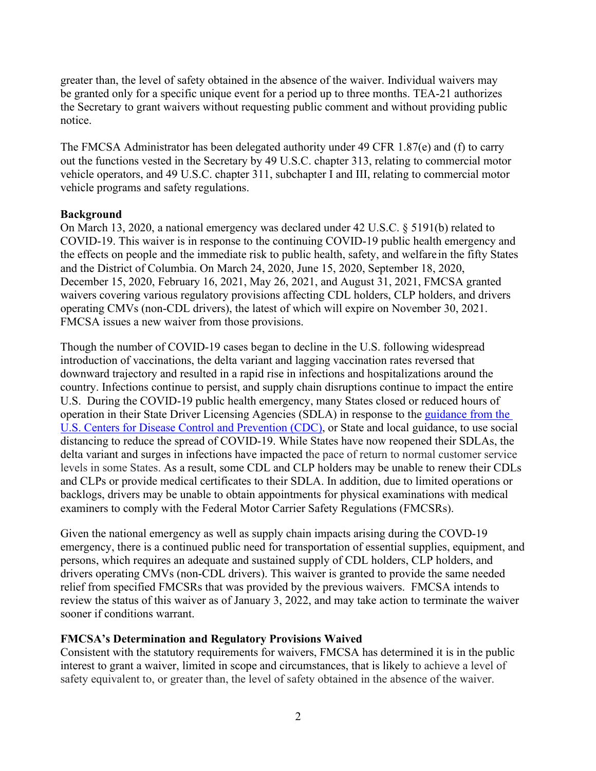greater than, the level of safety obtained in the absence of the waiver. Individual waivers may be granted only for a specific unique event for a period up to three months. TEA-21 authorizes the Secretary to grant waivers without requesting public comment and without providing public notice.

The FMCSA Administrator has been delegated authority under 49 CFR 1.87(e) and (f) to carry out the functions vested in the Secretary by 49 U.S.C. chapter 313, relating to commercial motor vehicle operators, and 49 U.S.C. chapter 311, subchapter I and III, relating to commercial motor vehicle programs and safety regulations.

**Background**

On March 13, 2020, a national emergency was declared under 42 U.S.C. § 5191(b) related to COVID-19. This waiver is in response to the continuing COVID-19 public health emergency and the effects on people and the immediate risk to public health, safety, and welfare in the fifty States and the District of Columbia. On March 24, 2020, June 15, 2020, September 18, 2020, December 15, 2020, February 16, 2021, May 26, 2021, and August 31, 2021, FMCSA granted waivers covering various regulatory provisions affecting CDL holders, CLP holders, and drivers operating CMVs (non-CDL drivers), the latest of which will expire on November 30, 2021. FMCSA issues a new waiver from those provisions.

Though the number of COVID-19 cases began to decline in the U.S. following widespread introduction of vaccinations, the delta variant and lagging vaccination rates reversed that downward trajectory and resulted in a rapid rise in infections and hospitalizations around the country. Infections continue to persist, and supply chain disruptions continue to impact the entire U.S. During the COVID-19 public health emergency, many States closed or reduced hours of operation in their State Driver Licensing Agencies (SDLA) in response to the guidance from the U.S. Centers for Disease Control and Prevention (CDC), or State and local guidance, to use social distancing to reduce the spread of COVID-19. While States have now reopened their SDLAs, the delta variant and surges in infections have impacted the pace of return to normal customer service levels in some States. As a result, some CDL and CLP holders may be unable to renew their CDLs and CLPs or provide medical certificates to their SDLA. In addition, due to limited operations or backlogs, drivers may be unable to obtain appointments for physical examinations with medical examiners to comply with the Federal Motor Carrier Safety Regulations (FMCSRs).

Given the national emergency as well as supply chain impacts arising during the COVD-19 emergency, there is a continued public need for transportation of essential supplies, equipment, and persons, which requires an adequate and sustained supply of CDL holders, CLP holders, and drivers operating CMVs (non-CDL drivers). This waiver is granted to provide the same needed relief from specified FMCSRs that was provided by the previous waivers. FMCSA intends to review the status of this waiver as of January 3, 2022, and may take action to terminate the waiver sooner if conditions warrant.

**FMCSA's Determination and Regulatory Provisions Waived**

Consistent with the statutory requirements for waivers, FMCSA has determined it is in the public interest to grant a waiver, limited in scope and circumstances, that is likely to achieve a level of safety equivalent to, or greater than, the level of safety obtained in the absence of the waiver.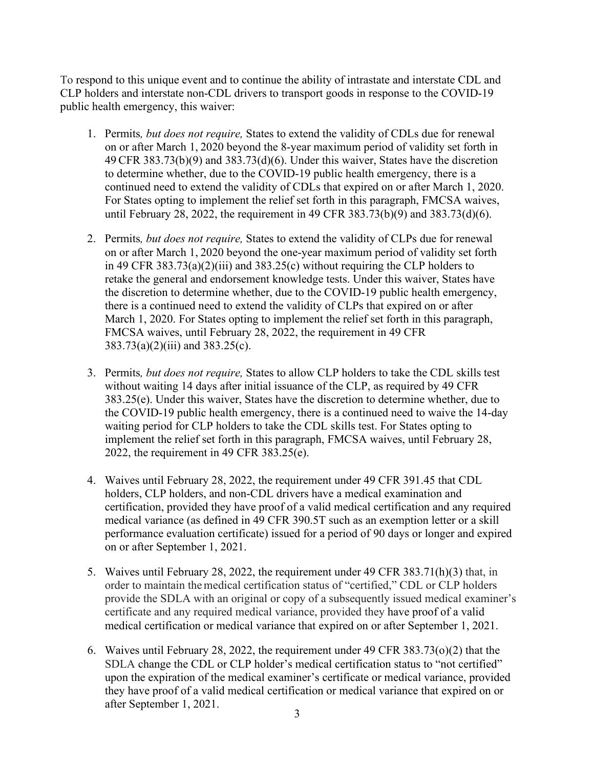To respond to this unique event and to continue the ability of intrastate and interstate CDL and CLP holders and interstate non-CDL drivers to transport goods in response to the COVID-19 public health emergency, this waiver:

1. Permits*, but does not require,* States to extend the validity of CDLs due for renewal on or after March 1, 2020 beyond the 8-year maximum period of validity set forth in 49 CFR 383.73(b)(9) and 383.73(d)(6). Under this waiver, States have the discretion to determine whether, due to the COVID-19 public health emergency, there is a continued need to extend the validity of CDLs that expired on or after March 1, 2020. For States opting to implement the relief set forth in this paragraph, FMCSA waives, until February 28, 2022, the requirement in 49 CFR 383.73(b)(9) and 383.73(d)(6).

2. Permits*, but does not require,* States to extend the validity of CLPs due for renewal on or after March 1, 2020 beyond the one-year maximum period of validity set forth in 49 CFR 383.73(a)(2)(iii) and 383.25(c) without requiring the CLP holders to retake the general and endorsement knowledge tests. Under this waiver, States have the discretion to determine whether, due to the COVID-19 public health emergency, there is a continued need to extend the validity of CLPs that expired on or after March 1, 2020. For States opting to implement the relief set forth in this paragraph, FMCSA waives, until February 28, 2022, the requirement in 49 CFR 383.73(a)(2)(iii) and 383.25(c).

3. Permits*, but does not require,* States to allow CLP holders to take the CDL skills test without waiting 14 days after initial issuance of the CLP, as required by 49 CFR 383.25(e). Under this waiver, States have the discretion to determine whether, due to the COVID-19 public health emergency, there is a continued need to waive the 14-day waiting period for CLP holders to take the CDL skills test. For States opting to implement the relief set forth in this paragraph, FMCSA waives, until February 28, 2022, the requirement in 49 CFR 383.25(e).

4. Waives until February 28, 2022, the requirement under 49 CFR 391.45 that CDL holders, CLP holders, and non-CDL drivers have a medical examination and certification, provided they have proof of a valid medical certification and any required medical variance (as defined in 49 CFR 390.5T such as an exemption letter or a skill performance evaluation certificate) issued for a period of 90 days or longer and expired on or after September 1, 2021.

5. Waives until February 28, 2022, the requirement under 49 CFR 383.71(h)(3) that, in order to maintain the medical certification status of "certified," CDL or CLP holders provide the SDLA with an original or copy of a subsequently issued medical examiner's certificate and any required medical variance, provided they have proof of a valid medical certification or medical variance that expired on or after September 1, 2021.

6. Waives until February 28, 2022, the requirement under 49 CFR 383.73(o)(2) that the SDLA change the CDL or CLP holder's medical certification status to "not certified" upon the expiration of the medical examiner's certificate or medical variance, provided they have proof of a valid medical certification or medical variance that expired on or after September 1, 2021.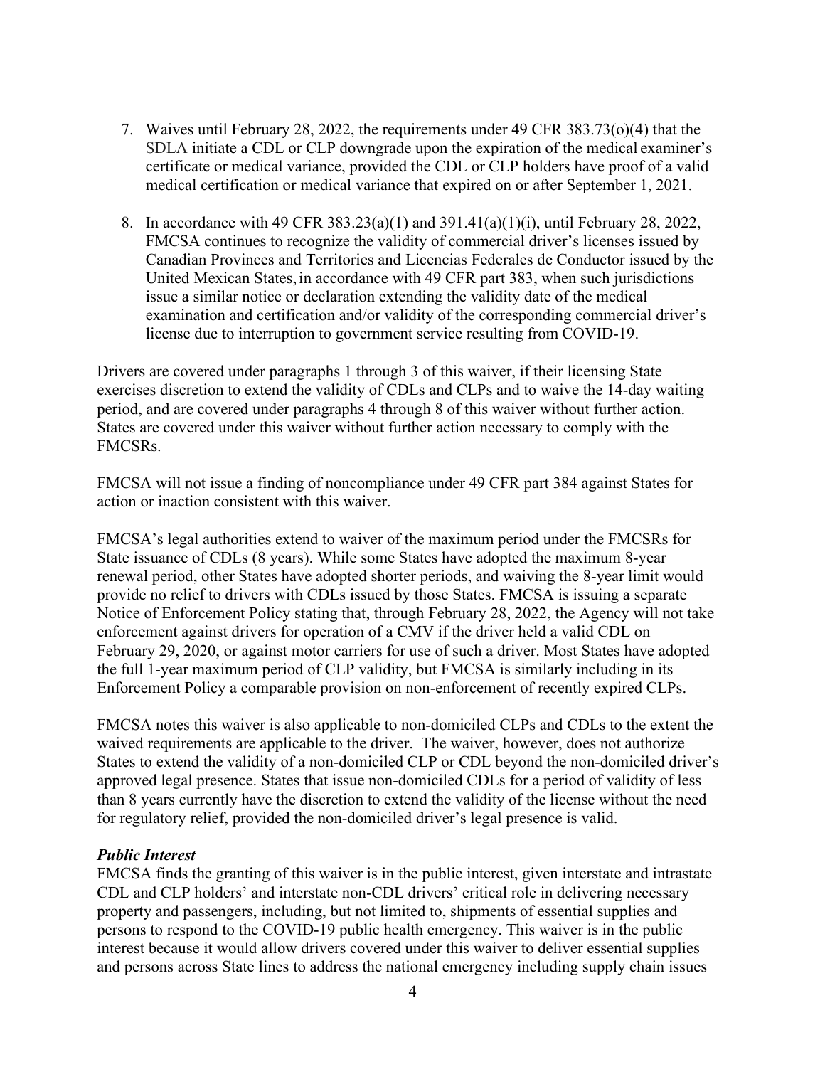7. Waives until February 28, 2022, the requirements under 49 CFR 383.73(o)(4) that the SDLA initiate a CDL or CLP downgrade upon the expiration of the medical examiner's certificate or medical variance, provided the CDL or CLP holders have proof of a valid medical certification or medical variance that expired on or after September 1, 2021.

8. In accordance with 49 CFR 383.23(a)(1) and 391.41(a)(1)(i), until February 28, 2022, FMCSA continues to recognize the validity of commercial driver's licenses issued by Canadian Provinces and Territories and Licencias Federales de Conductor issued by the United Mexican States, in accordance with 49 CFR part 383, when such jurisdictions issue a similar notice or declaration extending the validity date of the medical examination and certification and/or validity of the corresponding commercial driver's license due to interruption to government service resulting from COVID-19.

Drivers are covered under paragraphs 1 through 3 of this waiver, if their licensing State exercises discretion to extend the validity of CDLs and CLPs and to waive the 14-day waiting period, and are covered under paragraphs 4 through 8 of this waiver without further action. States are covered under this waiver without further action necessary to comply with the FMCSRs.

FMCSA will not issue a finding of noncompliance under 49 CFR part 384 against States for action or inaction consistent with this waiver.

FMCSA's legal authorities extend to waiver of the maximum period under the FMCSRs for State issuance of CDLs (8 years). While some States have adopted the maximum 8-year renewal period, other States have adopted shorter periods, and waiving the 8-year limit would provide no relief to drivers with CDLs issued by those States. FMCSA is issuing a separate Notice of Enforcement Policy stating that, through February 28, 2022, the Agency will not take enforcement against drivers for operation of a CMV if the driver held a valid CDL on February 29, 2020, or against motor carriers for use of such a driver. Most States have adopted the full 1-year maximum period of CLP validity, but FMCSA is similarly including in its Enforcement Policy a comparable provision on non-enforcement of recently expired CLPs.

FMCSA notes this waiver is also applicable to non-domiciled CLPs and CDLs to the extent the waived requirements are applicable to the driver. The waiver, however, does not authorize States to extend the validity of a non-domiciled CLP or CDL beyond the non-domiciled driver's approved legal presence. States that issue non-domiciled CDLs for a period of validity of less than 8 years currently have the discretion to extend the validity of the license without the need for regulatory relief, provided the non-domiciled driver's legal presence is valid.

***Public Interest***

FMCSA finds the granting of this waiver is in the public interest, given interstate and intrastate CDL and CLP holders' and interstate non-CDL drivers' critical role in delivering necessary property and passengers, including, but not limited to, shipments of essential supplies and persons to respond to the COVID-19 public health emergency. This waiver is in the public interest because it would allow drivers covered under this waiver to deliver essential supplies and persons across State lines to address the national emergency including supply chain issues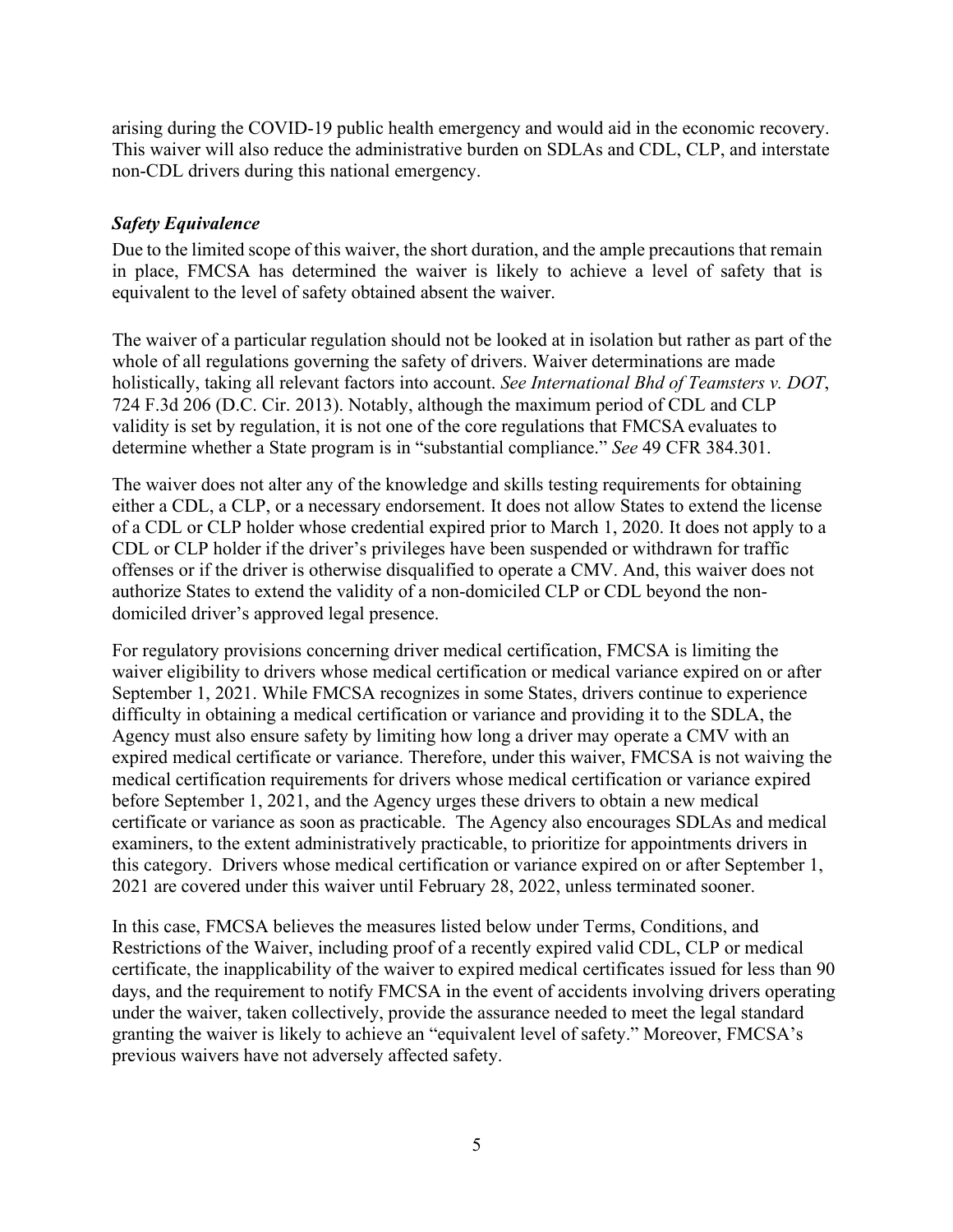arising during the COVID-19 public health emergency and would aid in the economic recovery. This waiver will also reduce the administrative burden on SDLAs and CDL, CLP, and interstate non-CDL drivers during this national emergency.

### *Safety Equivalence*

Due to the limited scope of this waiver, the short duration, and the ample precautions that remain in place, FMCSA has determined the waiver is likely to achieve a level of safety that is equivalent to the level of safety obtained absent the waiver.

The waiver of a particular regulation should not be looked at in isolation but rather as part of the whole of all regulations governing the safety of drivers. Waiver determinations are made holistically, taking all relevant factors into account. *See International Bhd of Teamsters v. DOT*, 724 F.3d 206 (D.C. Cir. 2013). Notably, although the maximum period of CDL and CLP validity is set by regulation, it is not one of the core regulations that FMCSA evaluates to determine whether a State program is in "substantial compliance." *See* 49 CFR 384.301.

The waiver does not alter any of the knowledge and skills testing requirements for obtaining either a CDL, a CLP, or a necessary endorsement. It does not allow States to extend the license of a CDL or CLP holder whose credential expired prior to March 1, 2020. It does not apply to a CDL or CLP holder if the driver's privileges have been suspended or withdrawn for traffic offenses or if the driver is otherwise disqualified to operate a CMV. And, this waiver does not authorize States to extend the validity of a non-domiciled CLP or CDL beyond the non-domiciled driver's approved legal presence.

For regulatory provisions concerning driver medical certification, FMCSA is limiting the waiver eligibility to drivers whose medical certification or medical variance expired on or after September 1, 2021. While FMCSA recognizes in some States, drivers continue to experience difficulty in obtaining a medical certification or variance and providing it to the SDLA, the Agency must also ensure safety by limiting how long a driver may operate a CMV with an expired medical certificate or variance. Therefore, under this waiver, FMCSA is not waiving the medical certification requirements for drivers whose medical certification or variance expired before September 1, 2021, and the Agency urges these drivers to obtain a new medical certificate or variance as soon as practicable. The Agency also encourages SDLAs and medical examiners, to the extent administratively practicable, to prioritize for appointments drivers in this category. Drivers whose medical certification or variance expired on or after September 1, 2021 are covered under this waiver until February 28, 2022, unless terminated sooner.

In this case, FMCSA believes the measures listed below under Terms, Conditions, and Restrictions of the Waiver, including proof of a recently expired valid CDL, CLP or medical certificate, the inapplicability of the waiver to expired medical certificates issued for less than 90 days, and the requirement to notify FMCSA in the event of accidents involving drivers operating under the waiver, taken collectively, provide the assurance needed to meet the legal standard granting the waiver is likely to achieve an "equivalent level of safety." Moreover, FMCSA's previous waivers have not adversely affected safety.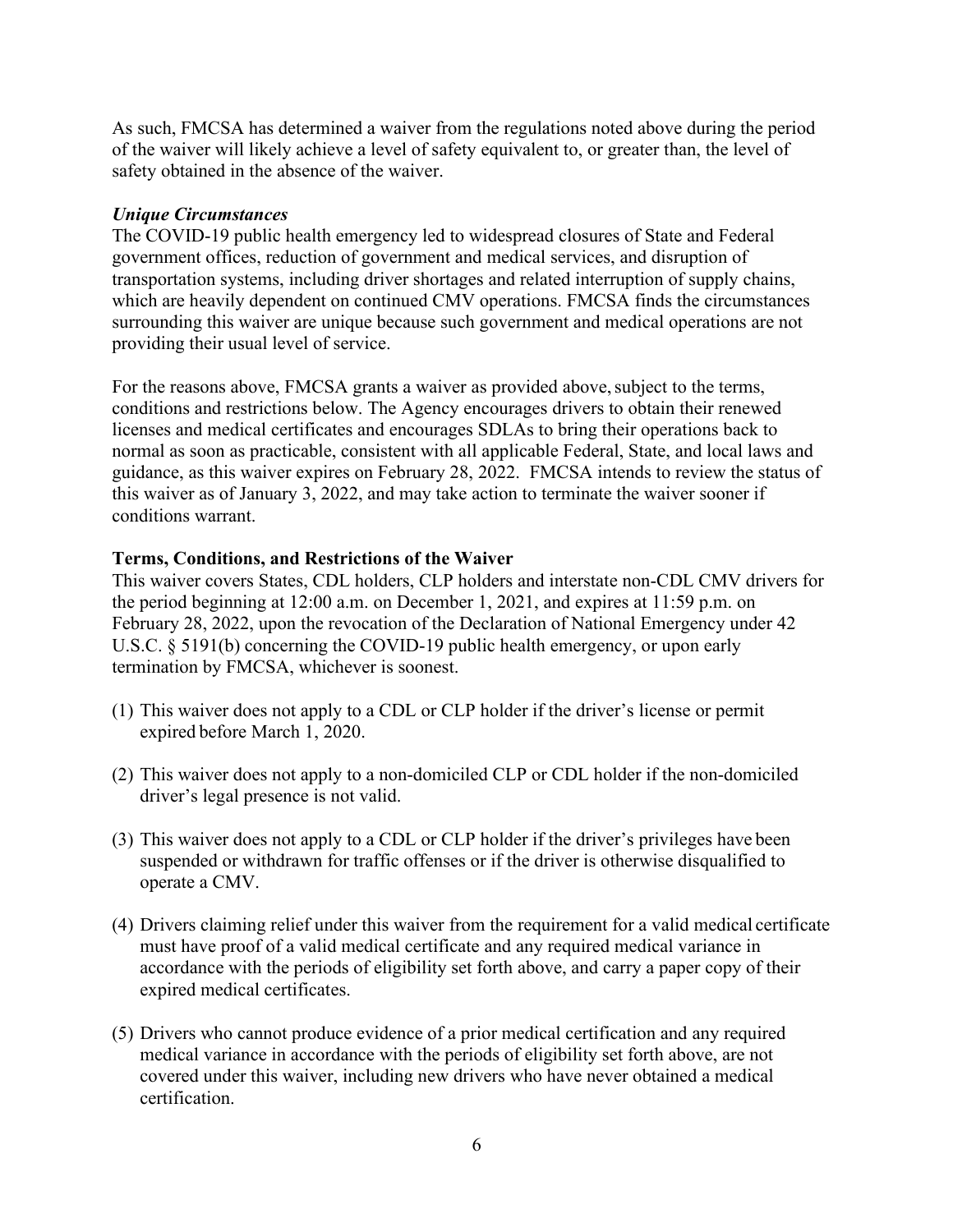As such, FMCSA has determined a waiver from the regulations noted above during the period of the waiver will likely achieve a level of safety equivalent to, or greater than, the level of safety obtained in the absence of the waiver.

***Unique Circumstances***

The COVID-19 public health emergency led to widespread closures of State and Federal government offices, reduction of government and medical services, and disruption of transportation systems, including driver shortages and related interruption of supply chains, which are heavily dependent on continued CMV operations. FMCSA finds the circumstances surrounding this waiver are unique because such government and medical operations are not providing their usual level of service.

For the reasons above, FMCSA grants a waiver as provided above, subject to the terms, conditions and restrictions below. The Agency encourages drivers to obtain their renewed licenses and medical certificates and encourages SDLAs to bring their operations back to normal as soon as practicable, consistent with all applicable Federal, State, and local laws and guidance, as this waiver expires on February 28, 2022. FMCSA intends to review the status of this waiver as of January 3, 2022, and may take action to terminate the waiver sooner if conditions warrant.

**Terms, Conditions, and Restrictions of the Waiver**

This waiver covers States, CDL holders, CLP holders and interstate non-CDL CMV drivers for the period beginning at 12:00 a.m. on December 1, 2021, and expires at 11:59 p.m. on February 28, 2022, upon the revocation of the Declaration of National Emergency under 42 U.S.C. § 5191(b) concerning the COVID-19 public health emergency, or upon early termination by FMCSA, whichever is soonest.

(1) This waiver does not apply to a CDL or CLP holder if the driver's license or permit expired before March 1, 2020.

(2) This waiver does not apply to a non-domiciled CLP or CDL holder if the non-domiciled driver's legal presence is not valid.

(3) This waiver does not apply to a CDL or CLP holder if the driver's privileges have been suspended or withdrawn for traffic offenses or if the driver is otherwise disqualified to operate a CMV.

(4) Drivers claiming relief under this waiver from the requirement for a valid medical certificate must have proof of a valid medical certificate and any required medical variance in accordance with the periods of eligibility set forth above, and carry a paper copy of their expired medical certificates.

(5) Drivers who cannot produce evidence of a prior medical certification and any required medical variance in accordance with the periods of eligibility set forth above, are not covered under this waiver, including new drivers who have never obtained a medical certification.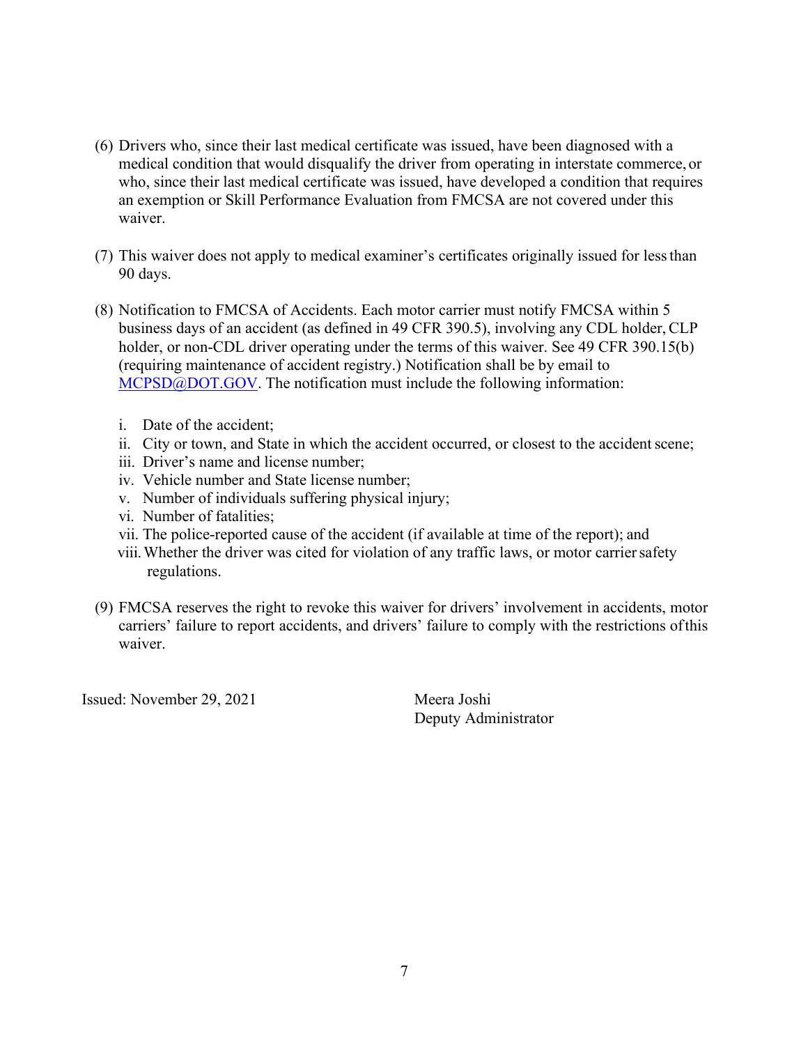(6) Drivers who, since their last medical certificate was issued, have been diagnosed with a medical condition that would disqualify the driver from operating in interstate commerce, or who, since their last medical certificate was issued, have developed a condition that requires an exemption or Skill Performance Evaluation from FMCSA are not covered under this waiver.

(7) This waiver does not apply to medical examiner's certificates originally issued for less than 90 days.

(8) Notification to FMCSA of Accidents. Each motor carrier must notify FMCSA within 5 business days of an accident (as defined in 49 CFR 390.5), involving any CDL holder, CLP holder, or non-CDL driver operating under the terms of this waiver. See 49 CFR 390.15(b) (requiring maintenance of accident registry.) Notification shall be by email to MCPSD@DOT.GOV. The notification must include the following information:

i. Date of the accident;
ii. City or town, and State in which the accident occurred, or closest to the accident scene;
iii. Driver's name and license number;
iv. Vehicle number and State license number;
v. Number of individuals suffering physical injury;
vi. Number of fatalities;
vii. The police-reported cause of the accident (if available at time of the report); and
viii. Whether the driver was cited for violation of any traffic laws, or motor carrier safety regulations.

(9) FMCSA reserves the right to revoke this waiver for drivers' involvement in accidents, motor carriers' failure to report accidents, and drivers' failure to comply with the restrictions of this waiver.

Issued: November 29, 2021

Meera Joshi
Deputy Administrator